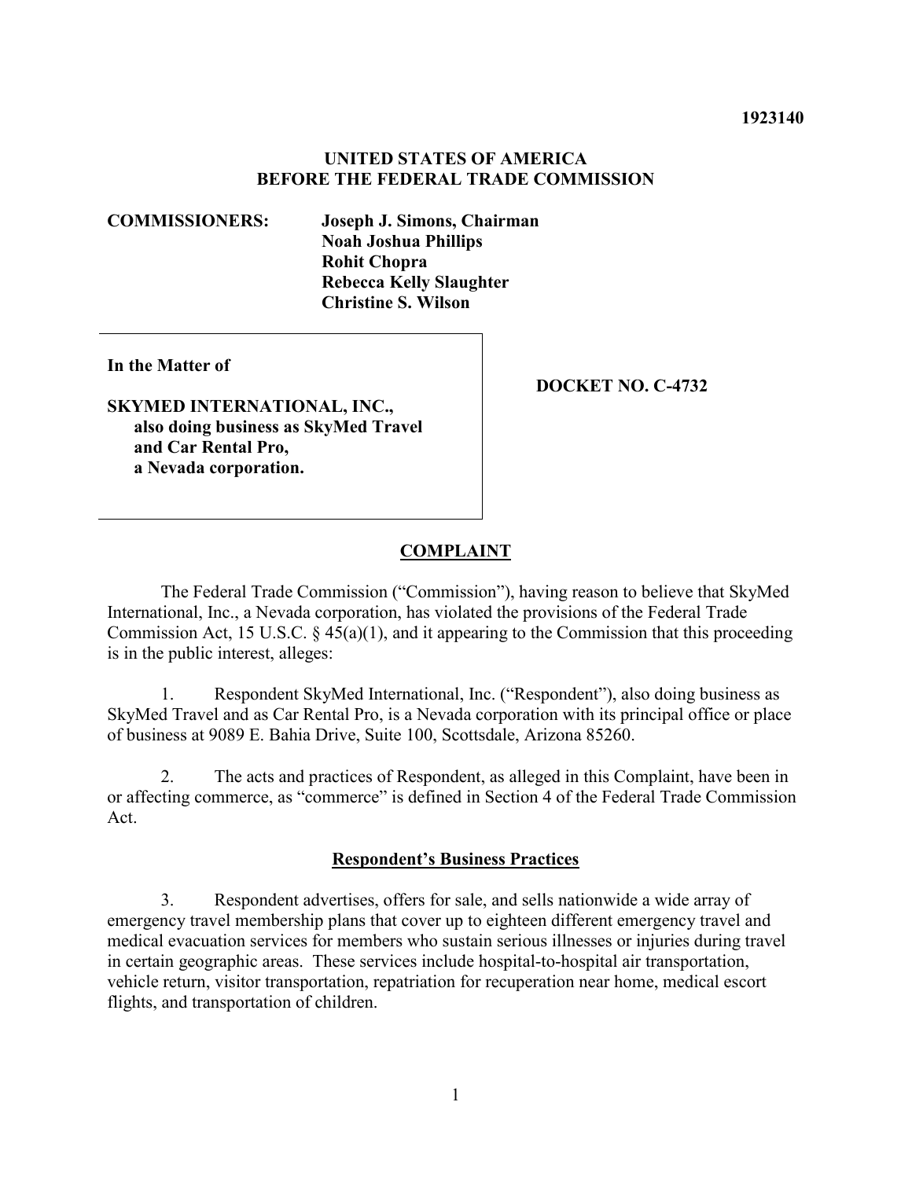**1923140**

**UNITED STATES OF AMERICA**
**BEFORE THE FEDERAL TRADE COMMISSION**

**COMMISSIONERS:** **Joseph J. Simons, Chairman**
**Noah Joshua Phillips**
**Rohit Chopra**
**Rebecca Kelly Slaughter**
**Christine S. Wilson**

| | |
|---|---|
| **In the Matter of**<br><br>**SKYMED INTERNATIONAL, INC., also doing business as SkyMed Travel and Car Rental Pro, a Nevada corporation.** | **DOCKET NO. C-4732** |

## COMPLAINT

The Federal Trade Commission ("Commission"), having reason to believe that SkyMed International, Inc., a Nevada corporation, has violated the provisions of the Federal Trade Commission Act, 15 U.S.C. § 45(a)(1), and it appearing to the Commission that this proceeding is in the public interest, alleges:

1. Respondent SkyMed International, Inc. ("Respondent"), also doing business as SkyMed Travel and as Car Rental Pro, is a Nevada corporation with its principal office or place of business at 9089 E. Bahia Drive, Suite 100, Scottsdale, Arizona 85260.

2. The acts and practices of Respondent, as alleged in this Complaint, have been in or affecting commerce, as "commerce" is defined in Section 4 of the Federal Trade Commission Act.

### Respondent's Business Practices

3. Respondent advertises, offers for sale, and sells nationwide a wide array of emergency travel membership plans that cover up to eighteen different emergency travel and medical evacuation services for members who sustain serious illnesses or injuries during travel in certain geographic areas. These services include hospital-to-hospital air transportation, vehicle return, visitor transportation, repatriation for recuperation near home, medical escort flights, and transportation of children.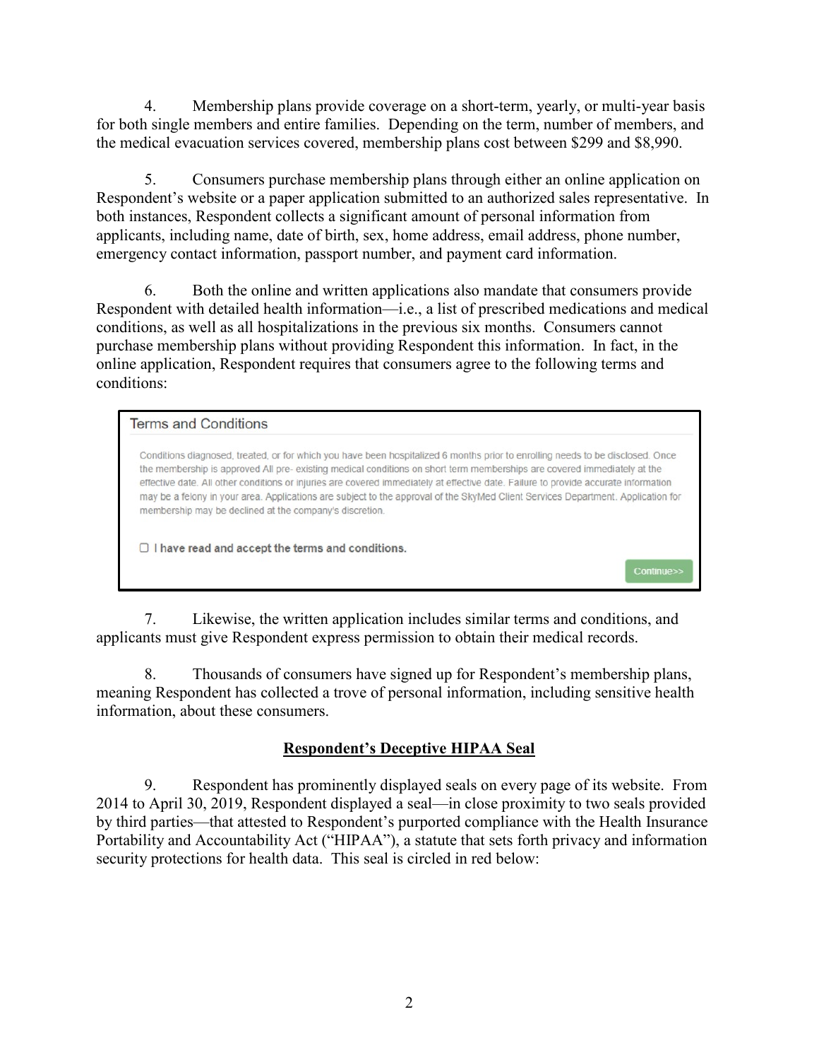4. Membership plans provide coverage on a short-term, yearly, or multi-year basis for both single members and entire families. Depending on the term, number of members, and the medical evacuation services covered, membership plans cost between $299 and $8,990.

5. Consumers purchase membership plans through either an online application on Respondent's website or a paper application submitted to an authorized sales representative. In both instances, Respondent collects a significant amount of personal information from applicants, including name, date of birth, sex, home address, email address, phone number, emergency contact information, passport number, and payment card information.

6. Both the online and written applications also mandate that consumers provide Respondent with detailed health information—i.e., a list of prescribed medications and medical conditions, as well as all hospitalizations in the previous six months. Consumers cannot purchase membership plans without providing Respondent this information. In fact, in the online application, Respondent requires that consumers agree to the following terms and conditions:

> **Terms and Conditions**
>
> Conditions diagnosed, treated, or for which you have been hospitalized 6 months prior to enrolling needs to be disclosed. Once the membership is approved All pre- existing medical conditions on short term memberships are covered immediately at the effective date. All other conditions or injuries are covered immediately at effective date. Failure to provide accurate information may be a felony in your area. Applications are subject to the approval of the SkyMed Client Services Department. Application for membership may be declined at the company's discretion.
>
> ☐ **I have read and accept the terms and conditions.**
>
> Continue>>

7. Likewise, the written application includes similar terms and conditions, and applicants must give Respondent express permission to obtain their medical records.

8. Thousands of consumers have signed up for Respondent's membership plans, meaning Respondent has collected a trove of personal information, including sensitive health information, about these consumers.

## Respondent's Deceptive HIPAA Seal

9. Respondent has prominently displayed seals on every page of its website. From 2014 to April 30, 2019, Respondent displayed a seal—in close proximity to two seals provided by third parties—that attested to Respondent's purported compliance with the Health Insurance Portability and Accountability Act ("HIPAA"), a statute that sets forth privacy and information security protections for health data. This seal is circled in red below: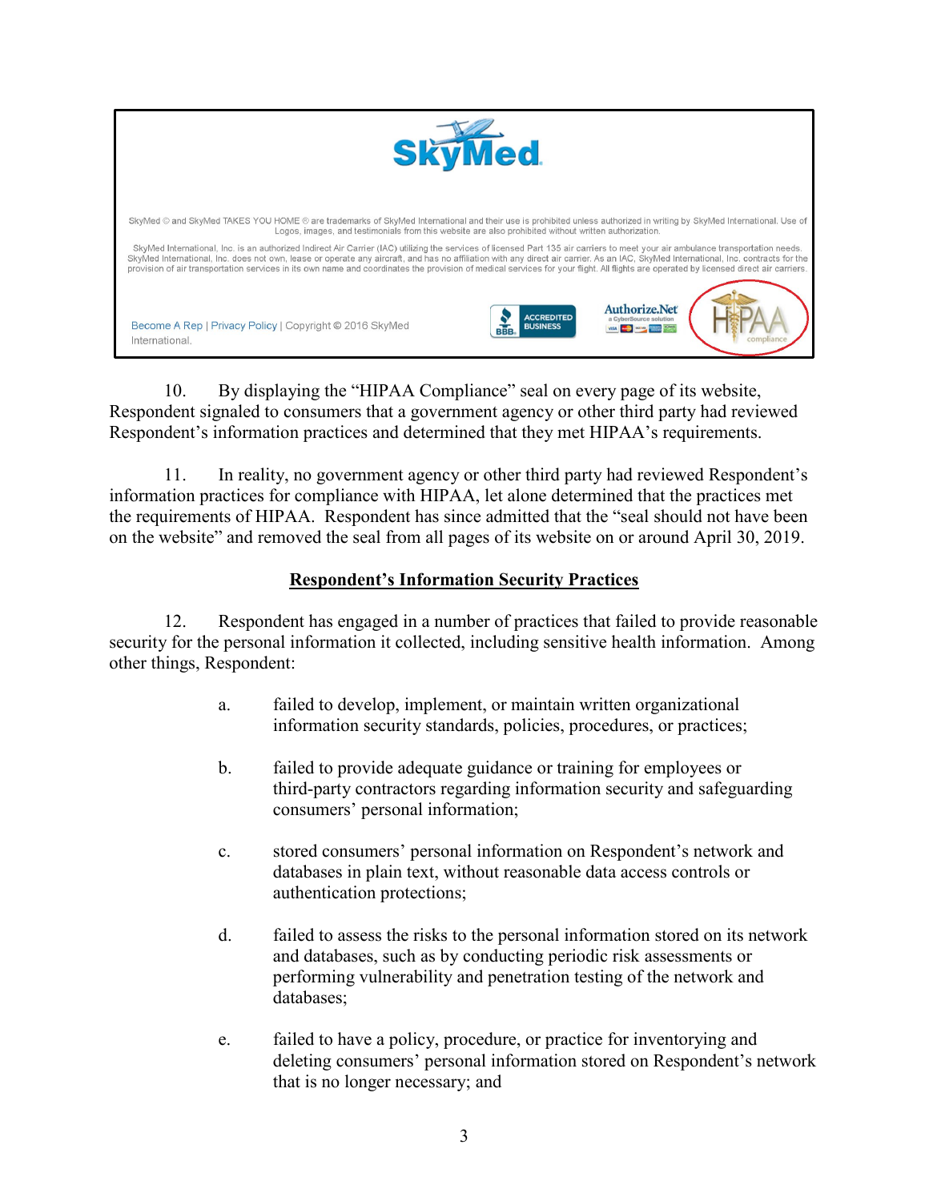SkyMed

SkyMed © and SkyMed TAKES YOU HOME ® are trademarks of SkyMed International and their use is prohibited unless authorized in writing by SkyMed International. Use of Logos, images, and testimonials from this website are also prohibited without written authorization.

SkyMed International, Inc. is an authorized Indirect Air Carrier (IAC) utilizing the services of licensed Part 135 air carriers to meet your air ambulance transportation needs. SkyMed International, Inc. does not own, lease or operate any aircraft, and has no affiliation with any direct air carrier. As an IAC, SkyMed International, Inc. contracts for the provision of air transportation services in its own name and coordinates the provision of medical services for your flight. All flights are operated by licensed direct air carriers.

Become A Rep | Privacy Policy | Copyright © 2016 SkyMed International.

ACCREDITED BUSINESS | Authorize.Net a CyberSource solution | HIPAA compliance

10. By displaying the "HIPAA Compliance" seal on every page of its website, Respondent signaled to consumers that a government agency or other third party had reviewed Respondent's information practices and determined that they met HIPAA's requirements.

11. In reality, no government agency or other third party had reviewed Respondent's information practices for compliance with HIPAA, let alone determined that the practices met the requirements of HIPAA. Respondent has since admitted that the "seal should not have been on the website" and removed the seal from all pages of its website on or around April 30, 2019.

## Respondent's Information Security Practices

12. Respondent has engaged in a number of practices that failed to provide reasonable security for the personal information it collected, including sensitive health information. Among other things, Respondent:

a. failed to develop, implement, or maintain written organizational information security standards, policies, procedures, or practices;

b. failed to provide adequate guidance or training for employees or third-party contractors regarding information security and safeguarding consumers' personal information;

c. stored consumers' personal information on Respondent's network and databases in plain text, without reasonable data access controls or authentication protections;

d. failed to assess the risks to the personal information stored on its network and databases, such as by conducting periodic risk assessments or performing vulnerability and penetration testing of the network and databases;

e. failed to have a policy, procedure, or practice for inventorying and deleting consumers' personal information stored on Respondent's network that is no longer necessary; and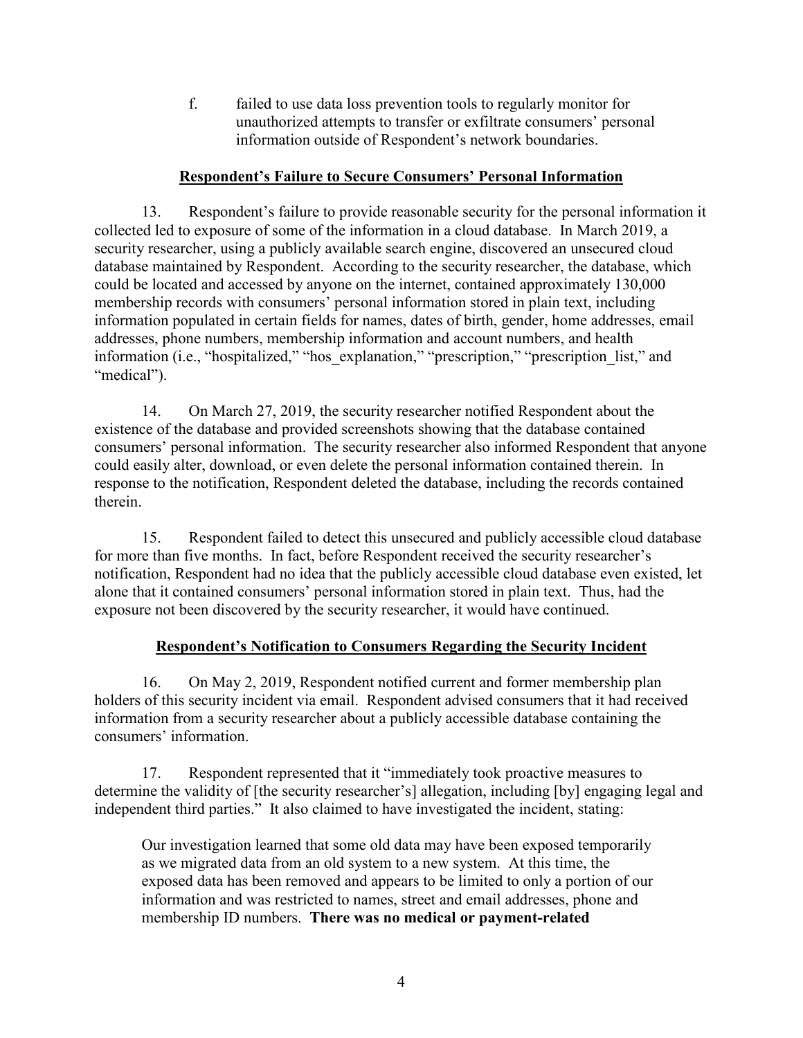f. failed to use data loss prevention tools to regularly monitor for unauthorized attempts to transfer or exfiltrate consumers' personal information outside of Respondent's network boundaries.

## Respondent's Failure to Secure Consumers' Personal Information

13. Respondent's failure to provide reasonable security for the personal information it collected led to exposure of some of the information in a cloud database. In March 2019, a security researcher, using a publicly available search engine, discovered an unsecured cloud database maintained by Respondent. According to the security researcher, the database, which could be located and accessed by anyone on the internet, contained approximately 130,000 membership records with consumers' personal information stored in plain text, including information populated in certain fields for names, dates of birth, gender, home addresses, email addresses, phone numbers, membership information and account numbers, and health information (i.e., "hospitalized," "hos_explanation," "prescription," "prescription_list," and "medical").

14. On March 27, 2019, the security researcher notified Respondent about the existence of the database and provided screenshots showing that the database contained consumers' personal information. The security researcher also informed Respondent that anyone could easily alter, download, or even delete the personal information contained therein. In response to the notification, Respondent deleted the database, including the records contained therein.

15. Respondent failed to detect this unsecured and publicly accessible cloud database for more than five months. In fact, before Respondent received the security researcher's notification, Respondent had no idea that the publicly accessible cloud database even existed, let alone that it contained consumers' personal information stored in plain text. Thus, had the exposure not been discovered by the security researcher, it would have continued.

## Respondent's Notification to Consumers Regarding the Security Incident

16. On May 2, 2019, Respondent notified current and former membership plan holders of this security incident via email. Respondent advised consumers that it had received information from a security researcher about a publicly accessible database containing the consumers' information.

17. Respondent represented that it "immediately took proactive measures to determine the validity of [the security researcher's] allegation, including [by] engaging legal and independent third parties." It also claimed to have investigated the incident, stating:

> Our investigation learned that some old data may have been exposed temporarily as we migrated data from an old system to a new system. At this time, the exposed data has been removed and appears to be limited to only a portion of our information and was restricted to names, street and email addresses, phone and membership ID numbers. **There was no medical or payment-related**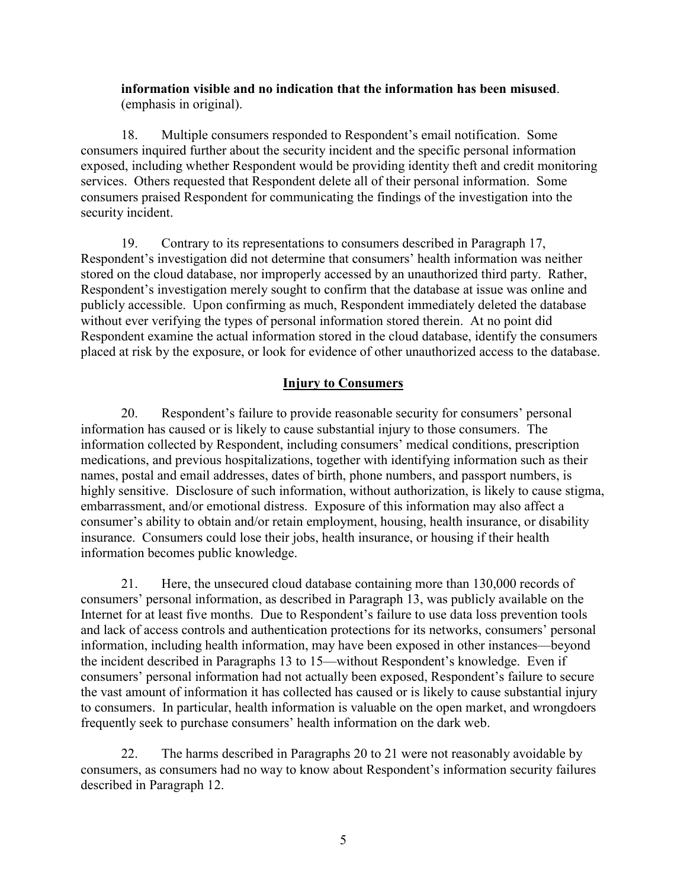**information visible and no indication that the information has been misused**. (emphasis in original).

18. Multiple consumers responded to Respondent's email notification. Some consumers inquired further about the security incident and the specific personal information exposed, including whether Respondent would be providing identity theft and credit monitoring services. Others requested that Respondent delete all of their personal information. Some consumers praised Respondent for communicating the findings of the investigation into the security incident.

19. Contrary to its representations to consumers described in Paragraph 17, Respondent's investigation did not determine that consumers' health information was neither stored on the cloud database, nor improperly accessed by an unauthorized third party. Rather, Respondent's investigation merely sought to confirm that the database at issue was online and publicly accessible. Upon confirming as much, Respondent immediately deleted the database without ever verifying the types of personal information stored therein. At no point did Respondent examine the actual information stored in the cloud database, identify the consumers placed at risk by the exposure, or look for evidence of other unauthorized access to the database.

## Injury to Consumers

20. Respondent's failure to provide reasonable security for consumers' personal information has caused or is likely to cause substantial injury to those consumers. The information collected by Respondent, including consumers' medical conditions, prescription medications, and previous hospitalizations, together with identifying information such as their names, postal and email addresses, dates of birth, phone numbers, and passport numbers, is highly sensitive. Disclosure of such information, without authorization, is likely to cause stigma, embarrassment, and/or emotional distress. Exposure of this information may also affect a consumer's ability to obtain and/or retain employment, housing, health insurance, or disability insurance. Consumers could lose their jobs, health insurance, or housing if their health information becomes public knowledge.

21. Here, the unsecured cloud database containing more than 130,000 records of consumers' personal information, as described in Paragraph 13, was publicly available on the Internet for at least five months. Due to Respondent's failure to use data loss prevention tools and lack of access controls and authentication protections for its networks, consumers' personal information, including health information, may have been exposed in other instances—beyond the incident described in Paragraphs 13 to 15—without Respondent's knowledge. Even if consumers' personal information had not actually been exposed, Respondent's failure to secure the vast amount of information it has collected has caused or is likely to cause substantial injury to consumers. In particular, health information is valuable on the open market, and wrongdoers frequently seek to purchase consumers' health information on the dark web.

22. The harms described in Paragraphs 20 to 21 were not reasonably avoidable by consumers, as consumers had no way to know about Respondent's information security failures described in Paragraph 12.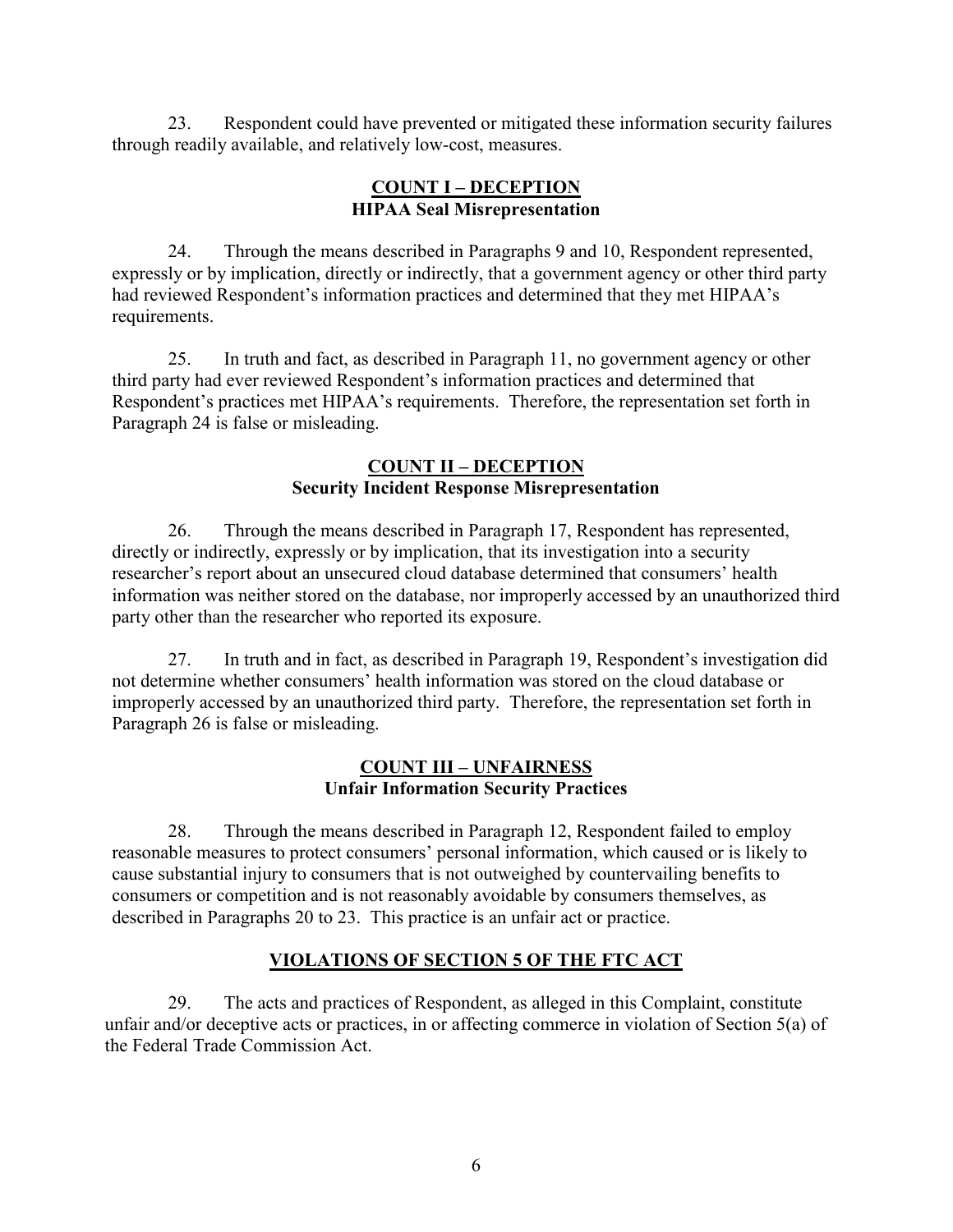23. Respondent could have prevented or mitigated these information security failures through readily available, and relatively low-cost, measures.

## COUNT I – DECEPTION
### HIPAA Seal Misrepresentation

24. Through the means described in Paragraphs 9 and 10, Respondent represented, expressly or by implication, directly or indirectly, that a government agency or other third party had reviewed Respondent's information practices and determined that they met HIPAA's requirements.

25. In truth and fact, as described in Paragraph 11, no government agency or other third party had ever reviewed Respondent's information practices and determined that Respondent's practices met HIPAA's requirements. Therefore, the representation set forth in Paragraph 24 is false or misleading.

## COUNT II – DECEPTION
### Security Incident Response Misrepresentation

26. Through the means described in Paragraph 17, Respondent has represented, directly or indirectly, expressly or by implication, that its investigation into a security researcher's report about an unsecured cloud database determined that consumers' health information was neither stored on the database, nor improperly accessed by an unauthorized third party other than the researcher who reported its exposure.

27. In truth and in fact, as described in Paragraph 19, Respondent's investigation did not determine whether consumers' health information was stored on the cloud database or improperly accessed by an unauthorized third party. Therefore, the representation set forth in Paragraph 26 is false or misleading.

## COUNT III – UNFAIRNESS
### Unfair Information Security Practices

28. Through the means described in Paragraph 12, Respondent failed to employ reasonable measures to protect consumers' personal information, which caused or is likely to cause substantial injury to consumers that is not outweighed by countervailing benefits to consumers or competition and is not reasonably avoidable by consumers themselves, as described in Paragraphs 20 to 23. This practice is an unfair act or practice.

## VIOLATIONS OF SECTION 5 OF THE FTC ACT

29. The acts and practices of Respondent, as alleged in this Complaint, constitute unfair and/or deceptive acts or practices, in or affecting commerce in violation of Section 5(a) of the Federal Trade Commission Act.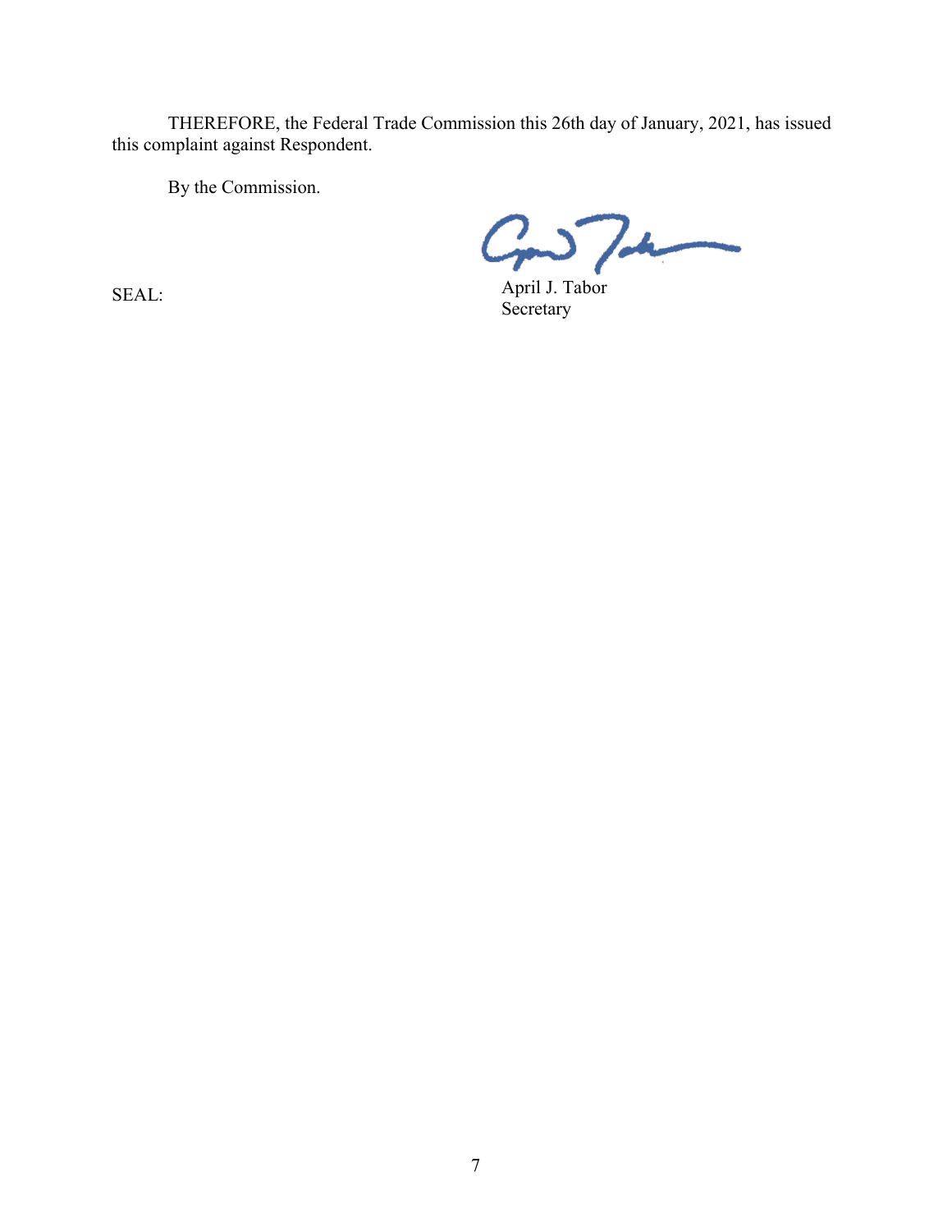THEREFORE, the Federal Trade Commission this 26th day of January, 2021, has issued this complaint against Respondent.

By the Commission.

SEAL:

April J. Tabor
Secretary